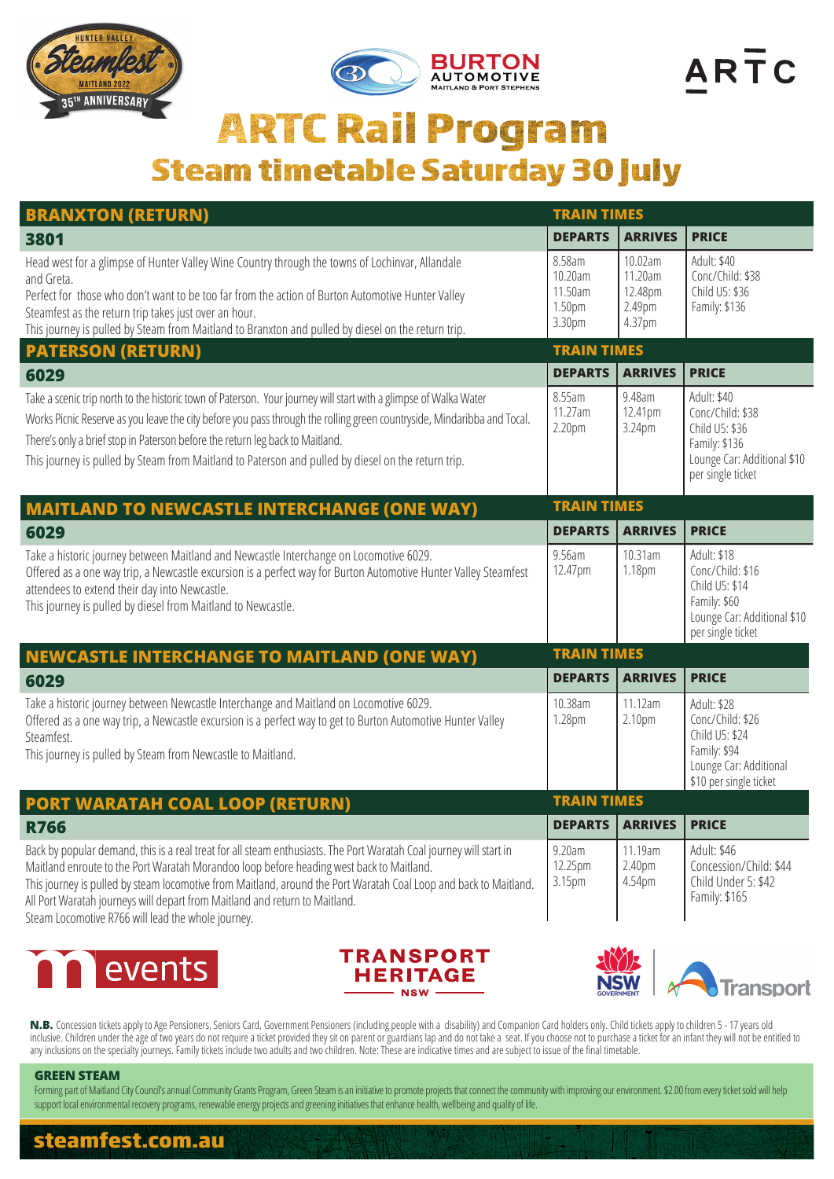# ARTC Rail Program

## Steam timetable Saturday 30 July

## BRANXTON (RETURN)

### 3801

Head west for a glimpse of Hunter Valley Wine Country through the towns of Lochinvar, Allandale and Greta.
Perfect for those who don't want to be too far from the action of Burton Automotive Hunter Valley Steamfest as the return trip takes just over an hour.
This journey is pulled by Steam from Maitland to Branxton and pulled by diesel on the return trip.

| DEPARTS | ARRIVES | PRICE |
|---|---|---|
| 8.58am | 10.02am | Adult: $40 |
| 10.20am | 11.20am | Conc/Child: $38 |
| 11.50am | 12.48pm | Child U5: $36 |
| 1.50pm | 2.49pm | Family: $136 |
| 3.30pm | 4.37pm | |

## PATERSON (RETURN)

### 6029

Take a scenic trip north to the historic town of Paterson. Your journey will start with a glimpse of Walka Water Works Picnic Reserve as you leave the city before you pass through the rolling green countryside, Mindaribba and Tocal.
There's only a brief stop in Paterson before the return leg back to Maitland.
This journey is pulled by Steam from Maitland to Paterson and pulled by diesel on the return trip.

| DEPARTS | ARRIVES | PRICE |
|---|---|---|
| 8.55am | 9.48am | Adult: $40 |
| 11.27am | 12.41pm | Conc/Child: $38 |
| 2.20pm | 3.24pm | Child U5: $36 |
| | | Family: $136 |
| | | Lounge Car: Additional $10 per single ticket |

## MAITLAND TO NEWCASTLE INTERCHANGE (ONE WAY)

### 6029

Take a historic journey between Maitland and Newcastle Interchange on Locomotive 6029.
Offered as a one way trip, a Newcastle excursion is a perfect way for Burton Automotive Hunter Valley Steamfest attendees to extend their day into Newcastle.
This journey is pulled by diesel from Maitland to Newcastle.

| DEPARTS | ARRIVES | PRICE |
|---|---|---|
| 9.56am | 10.31am | Adult: $18 |
| 12.47pm | 1.18pm | Conc/Child: $16 |
| | | Child U5: $14 |
| | | Family: $60 |
| | | Lounge Car: Additional $10 per single ticket |

## NEWCASTLE INTERCHANGE TO MAITLAND (ONE WAY)

### 6029

Take a historic journey between Newcastle Interchange and Maitland on Locomotive 6029.
Offered as a one way trip, a Newcastle excursion is a perfect way to get to Burton Automotive Hunter Valley Steamfest.
This journey is pulled by Steam from Newcastle to Maitland.

| DEPARTS | ARRIVES | PRICE |
|---|---|---|
| 10.38am | 11.12am | Adult: $28 |
| 1.28pm | 2.10pm | Conc/Child: $26 |
| | | Child U5: $24 |
| | | Family: $94 |
| | | Lounge Car: Additional $10 per single ticket |

## PORT WARATAH COAL LOOP (RETURN)

### R766

Back by popular demand, this is a real treat for all steam enthusiasts. The Port Waratah Coal journey will start in Maitland enroute to the Port Waratah Morandoo loop before heading west back to Maitland.
This journey is pulled by steam locomotive from Maitland, around the Port Waratah Coal Loop and back to Maitland.
All Port Waratah journeys will depart from Maitland and return to Maitland.
Steam Locomotive R766 will lead the whole journey.

| DEPARTS | ARRIVES | PRICE |
|---|---|---|
| 9.20am | 11.19am | Adult: $46 |
| 12.25pm | 2.40pm | Concession/Child: $44 |
| 3.15pm | 4.54pm | Child Under 5: $42 |
| | | Family: $165 |

**N.B.** Concession tickets apply to Age Pensioners, Seniors Card, Government Pensioners (including people with a disability) and Companion Card holders only. Child tickets apply to children 5 - 17 years old inclusive. Children under the age of two years do not require a ticket provided they sit on parent or guardians lap and do not take a seat. If you choose not to purchase a ticket for an infant they will not be entitled to any inclusions on the specialty journeys. Family tickets include two adults and two children. Note: These are indicative times and are subject to issue of the final timetable.

### GREEN STEAM

Forming part of Maitland City Council's annual Community Grants Program, Green Steam is an initiative to promote projects that connect the community with improving our environment. $2.00 from every ticket sold will help support local environmental recovery programs, renewable energy projects and greening initiatives that enhance health, wellbeing and quality of life.

**steamfest.com.au**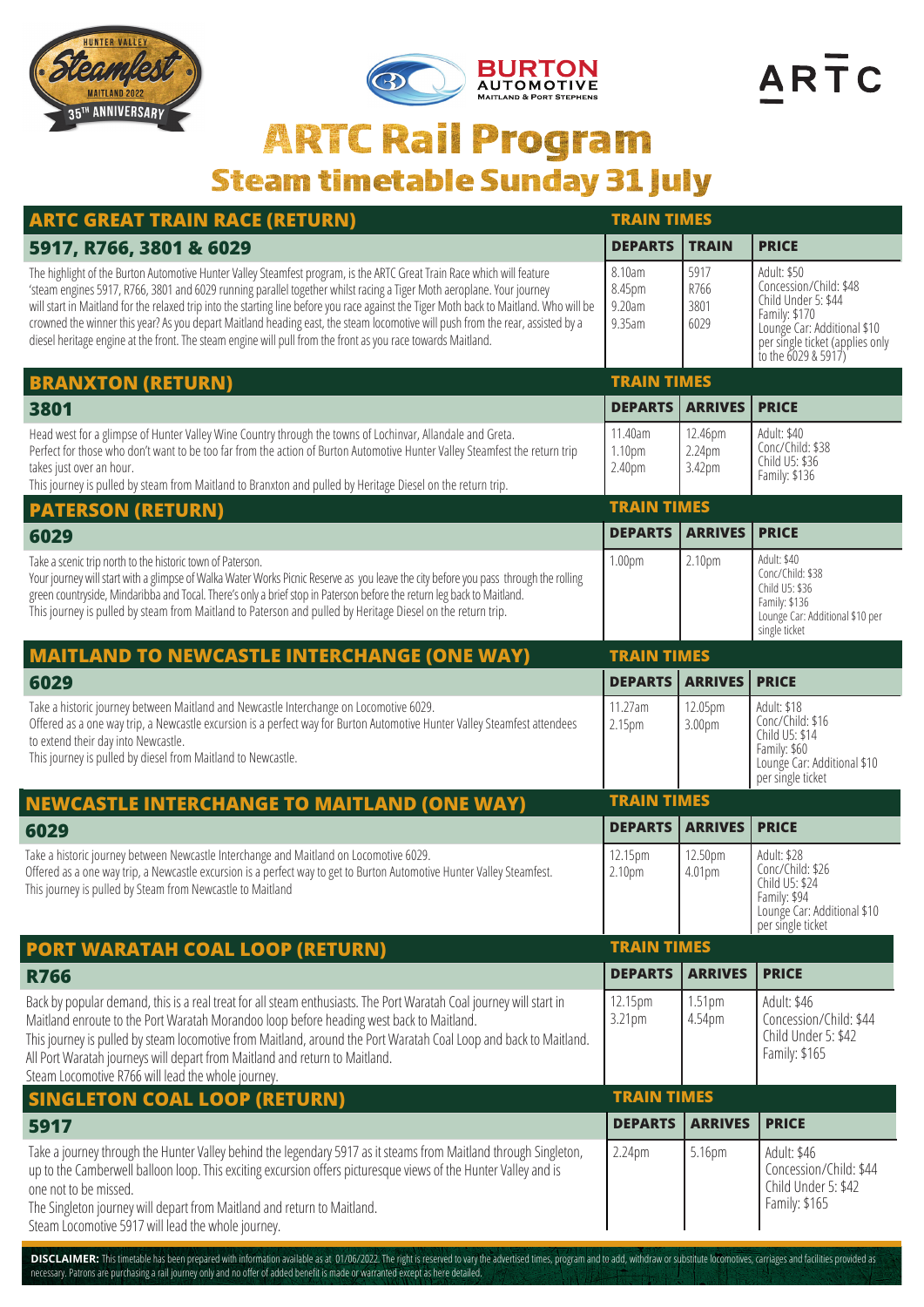# ARTC Rail Program

## Steam timetable Sunday 31 July

### ARTC GREAT TRAIN RACE (RETURN)

**5917, R766, 3801 & 6029**

The highlight of the Burton Automotive Hunter Valley Steamfest program, is the ARTC Great Train Race where will feature 'steam engines 5917, R766, 3801 and 6029 running parallel together whilst racing a Tiger Moth aeroplane. Your journey will start in Maitland for the relaxed trip into the starting line before you race against the Tiger Moth back to Maitland. Who will be crowned the winner this year? As you depart Maitland heading east, the steam locomotive will push from the rear, assisted by a diesel heritage engine at the front. The steam engine will pull from the front as you race towards Maitland.

| DEPARTS | TRAIN | PRICE |
|---|---|---|
| 8.10am | 5917 | Adult: $50 |
| 8.45pm | R766 | Concession/Child: $48 |
| 9.20am | 3801 | Child Under 5: $44 |
| 9.35am | 6029 | Family: $170 |
| | | Lounge Car: Additional $10 per single ticket (applies only to the 6029 & 5917) |

### BRANXTON (RETURN)

**3801**

Head west for a glimpse of Hunter Valley Wine Country through the towns of Lochinvar, Allandale and Greta.
Perfect for those who don't want to be too far from the action of Burton Automotive Hunter Valley Steamfest the return trip takes just over an hour.
This journey is pulled by steam from Maitland to Branxton and pulled by Heritage Diesel on the return trip.

| DEPARTS | ARRIVES | PRICE |
|---|---|---|
| 11.40am | 12.46pm | Adult: $40 |
| 1.10pm | 2.24pm | Conc/Child: $38 |
| 2.40pm | 3.42pm | Child U5: $36 |
| | | Family: $136 |

### PATERSON (RETURN)

**6029**

Take a scenic trip north to the historic town of Paterson.
Your journey will start with a glimpse of Walka Water Works Picnic Reserve as you leave the city before you pass through the rolling green countryside, Mindaribba and Tocal. There's only a brief stop in Paterson before the return leg back to Maitland.
This journey is pulled by steam from Maitland to Paterson and pulled by Heritage Diesel on the return trip.

| DEPARTS | ARRIVES | PRICE |
|---|---|---|
| 1.00pm | 2.10pm | Adult: $40 |
| | | Conc/Child: $38 |
| | | Child U5: $36 |
| | | Family: $136 |
| | | Lounge Car: Additional $10 per single ticket |

### MAITLAND TO NEWCASTLE INTERCHANGE (ONE WAY)

**6029**

Take a historic journey between Maitland and Newcastle Interchange on Locomotive 6029.
Offered as a one way trip, a Newcastle excursion is a perfect way for Burton Automotive Hunter Valley Steamfest attendees to extend their day into Newcastle.
This journey is pulled by diesel from Maitland to Newcastle.

| DEPARTS | ARRIVES | PRICE |
|---|---|---|
| 11.27am | 12.05pm | Adult: $18 |
| 2.15pm | 3.00pm | Conc/Child: $16 |
| | | Child U5: $14 |
| | | Family: $60 |
| | | Lounge Car: Additional $10 per single ticket |

### NEWCASTLE INTERCHANGE TO MAITLAND (ONE WAY)

**6029**

Take a historic journey between Newcastle Interchange and Maitland on Locomotive 6029.
Offered as a one way trip, a Newcastle excursion is a perfect way to get to Burton Automotive Hunter Valley Steamfest.
This journey is pulled by Steam from Newcastle to Maitland

| DEPARTS | ARRIVES | PRICE |
|---|---|---|
| 12.15pm | 12.50pm | Adult: $28 |
| 2.10pm | 4.01pm | Conc/Child: $26 |
| | | Child U5: $24 |
| | | Family: $94 |
| | | Lounge Car: Additional $10 per single ticket |

### PORT WARATAH COAL LOOP (RETURN)

**R766**

Back by popular demand, this is a real treat for all steam enthusiasts. The Port Waratah Coal journey will start in Maitland enroute to the Port Waratah Morandoo loop before heading west back to Maitland.
This journey is pulled by steam locomotive from Maitland, around the Port Waratah Coal Loop and back to Maitland.
All Port Waratah journeys will depart from Maitland and return to Maitland.
Steam Locomotive R766 will lead the whole journey.

| DEPARTS | ARRIVES | PRICE |
|---|---|---|
| 12.15pm | 1.51pm | Adult: $46 |
| 3.21pm | 4.54pm | Concession/Child: $44 |
| | | Child Under 5: $42 |
| | | Family: $165 |

### SINGLETON COAL LOOP (RETURN)

**5917**

Take a journey through the Hunter Valley behind the legendary 5917 as it steams from Maitland through Singleton, up to the Camberwell balloon loop. This exciting excursion offers picturesque views of the Hunter Valley and is one not to be missed.
The Singleton journey will depart from Maitland and return to Maitland.
Steam Locomotive 5917 will lead the whole journey.

| DEPARTS | ARRIVES | PRICE |
|---|---|---|
| 2.24pm | 5.16pm | Adult: $46 |
| | | Concession/Child: $44 |
| | | Child Under 5: $42 |
| | | Family: $165 |

**DISCLAIMER:** This timetable has been prepared with information available as at 01/06/2022. The right is reserved to vary the advertised times, program and to add, withdraw or substitute locomotives, carriages and facilities provided as necessary. Patrons are purchasing a rail journey only and no offer of added benefit is made or warranted except as here detailed.